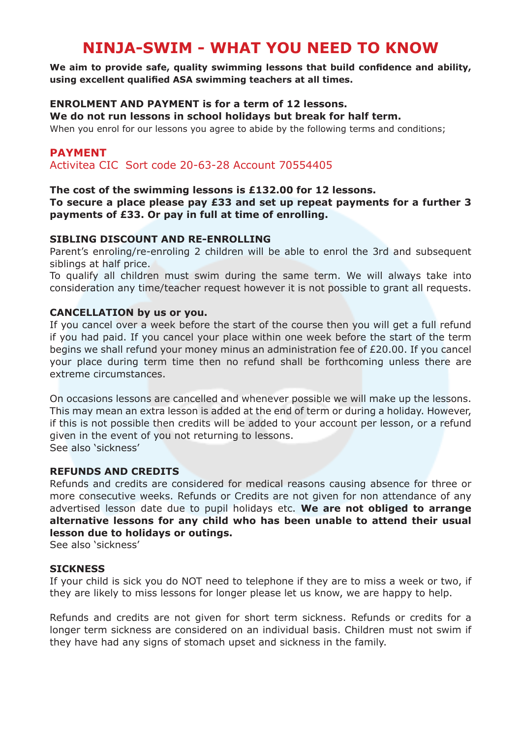# NINJA-SWIM - WHAT YOU NEED TO KNOW

**We aim to provide safe, quality swimming lessons that build confidence and ability, using excellent qualified ASA swimming teachers at all times.**

**ENROLMENT AND PAYMENT is for a term of 12 lessons.**
**We do not run lessons in school holidays but break for half term.**
When you enrol for our lessons you agree to abide by the following terms and conditions;

## PAYMENT

Activitea CIC  Sort code 20-63-28 Account 70554405

**The cost of the swimming lessons is £132.00 for 12 lessons.**
**To secure a place please pay £33 and set up repeat payments for a further 3 payments of £33. Or pay in full at time of enrolling.**

### SIBLING DISCOUNT AND RE-ENROLLING

Parent's enroling/re-enroling 2 children will be able to enrol the 3rd and subsequent siblings at half price.
To qualify all children must swim during the same term. We will always take into consideration any time/teacher request however it is not possible to grant all requests.

### CANCELLATION by us or you.

If you cancel over a week before the start of the course then you will get a full refund if you had paid. If you cancel your place within one week before the start of the term begins we shall refund your money minus an administration fee of £20.00. If you cancel your place during term time then no refund shall be forthcoming unless there are extreme circumstances.

On occasions lessons are cancelled and whenever possible we will make up the lessons. This may mean an extra lesson is added at the end of term or during a holiday. However, if this is not possible then credits will be added to your account per lesson, or a refund given in the event of you not returning to lessons.
See also 'sickness'

### REFUNDS AND CREDITS

Refunds and credits are considered for medical reasons causing absence for three or more consecutive weeks. Refunds or Credits are not given for non attendance of any advertised lesson date due to pupil holidays etc. **We are not obliged to arrange alternative lessons for any child who has been unable to attend their usual lesson due to holidays or outings.**
See also 'sickness'

### SICKNESS

If your child is sick you do NOT need to telephone if they are to miss a week or two, if they are likely to miss lessons for longer please let us know, we are happy to help.

Refunds and credits are not given for short term sickness. Refunds or credits for a longer term sickness are considered on an individual basis. Children must not swim if they have had any signs of stomach upset and sickness in the family.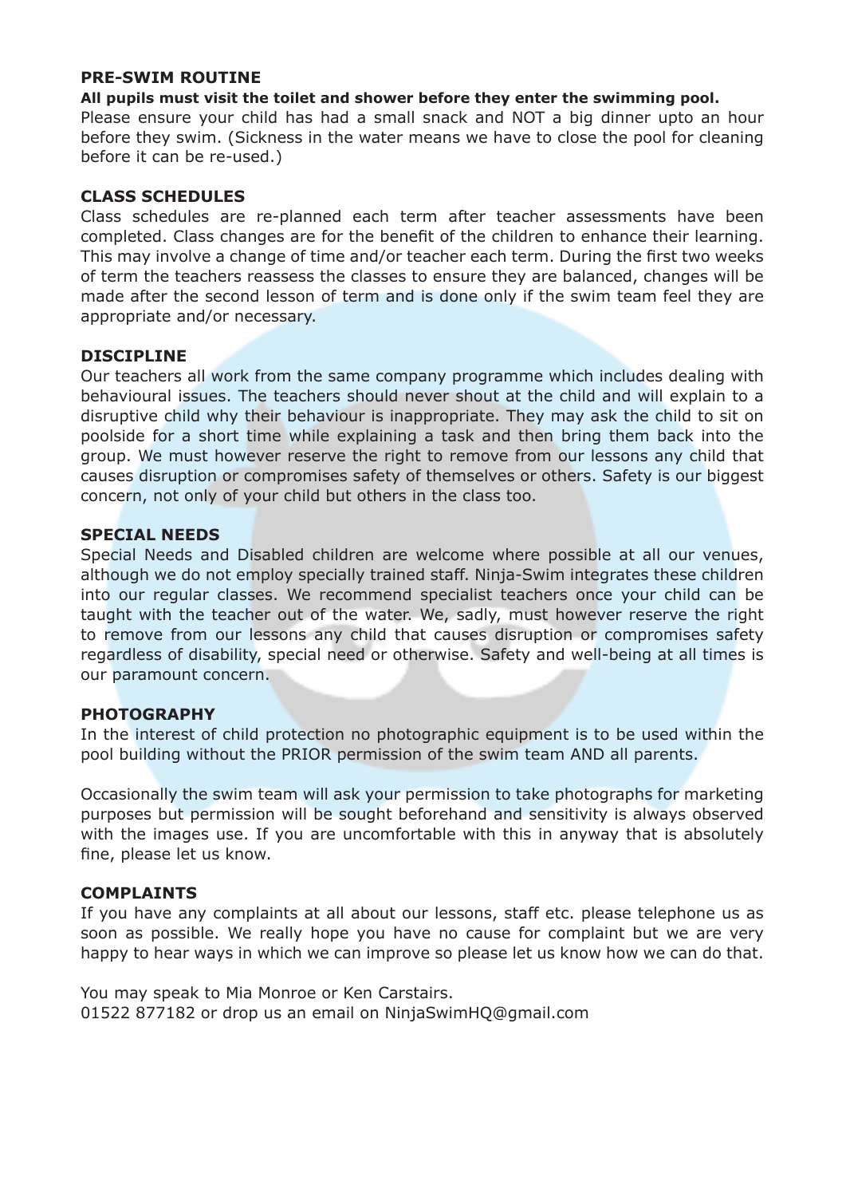### PRE-SWIM ROUTINE

**All pupils must visit the toilet and shower before they enter the swimming pool.**

Please ensure your child has had a small snack and NOT a big dinner upto an hour before they swim. (Sickness in the water means we have to close the pool for cleaning before it can be re-used.)

### CLASS SCHEDULES

Class schedules are re-planned each term after teacher assessments have been completed. Class changes are for the benefit of the children to enhance their learning. This may involve a change of time and/or teacher each term. During the first two weeks of term the teachers reassess the classes to ensure they are balanced, changes will be made after the second lesson of term and is done only if the swim team feel they are appropriate and/or necessary.

### DISCIPLINE

Our teachers all work from the same company programme which includes dealing with behavioural issues. The teachers should never shout at the child and will explain to a disruptive child why their behaviour is inappropriate. They may ask the child to sit on poolside for a short time while explaining a task and then bring them back into the group. We must however reserve the right to remove from our lessons any child that causes disruption or compromises safety of themselves or others. Safety is our biggest concern, not only of your child but others in the class too.

### SPECIAL NEEDS

Special Needs and Disabled children are welcome where possible at all our venues, although we do not employ specially trained staff. Ninja-Swim integrates these children into our regular classes. We recommend specialist teachers once your child can be taught with the teacher out of the water. We, sadly, must however reserve the right to remove from our lessons any child that causes disruption or compromises safety regardless of disability, special need or otherwise. Safety and well-being at all times is our paramount concern.

### PHOTOGRAPHY

In the interest of child protection no photographic equipment is to be used within the pool building without the PRIOR permission of the swim team AND all parents.

Occasionally the swim team will ask your permission to take photographs for marketing purposes but permission will be sought beforehand and sensitivity is always observed with the images use. If you are uncomfortable with this in anyway that is absolutely fine, please let us know.

### COMPLAINTS

If you have any complaints at all about our lessons, staff etc. please telephone us as soon as possible. We really hope you have no cause for complaint but we are very happy to hear ways in which we can improve so please let us know how we can do that.

You may speak to Mia Monroe or Ken Carstairs.
01522 877182 or drop us an email on NinjaSwimHQ@gmail.com